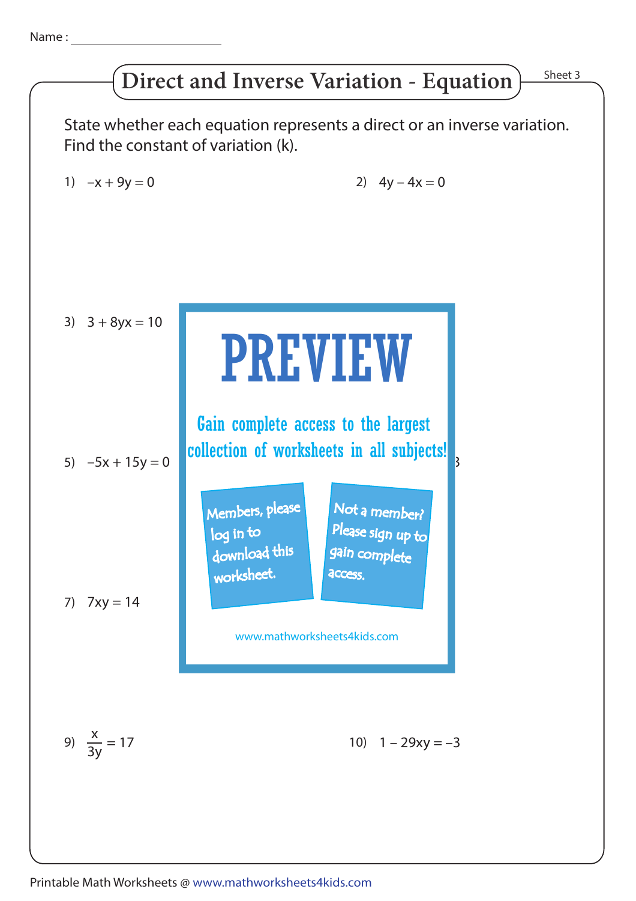Name : ____________________

# Direct and Inverse Variation - Equation

Sheet 3

State whether each equation represents a direct or an inverse variation. Find the constant of variation (k).

1) $-x + 9y = 0$

2) $4y - 4x = 0$

3) $3 + 8yx = 10$

PREVIEW

Gain complete access to the largest collection of worksheets in all subjects!

Members, please log in to download this worksheet.

Not a member? Please sign up to gain complete access.

www.mathworksheets4kids.com

5) $-5x + 15y = 0$

7) $7xy = 14$

9) $\dfrac{x}{3y} = 17$

10) $1 - 29xy = -3$

Printable Math Worksheets @ www.mathworksheets4kids.com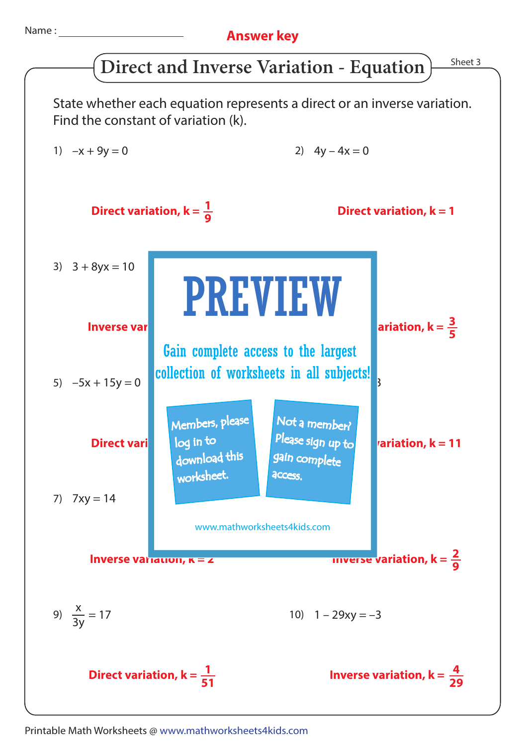Name : ____________________

**Answer key**

# Direct and Inverse Variation - Equation

Sheet 3

State whether each equation represents a direct or an inverse variation. Find the constant of variation (k).

1) $-x + 9y = 0$

**Direct variation, $k = \frac{1}{9}$**

2) $4y - 4x = 0$

**Direct variation, $k = 1$**

3) $3 + 8yx = 10$

**Inverse var**

**ariation, $k = \frac{3}{5}$**

5) $-5x + 15y = 0$

3

**Direct vari**

**ariation, $k = 11$**

7) $7xy = 14$

**Inverse variation, $k = 2$**

**Inverse variation, $k = \frac{2}{9}$**

PREVIEW

Gain complete access to the largest collection of worksheets in all subjects!

Members, please log in to download this worksheet.

Not a member? Please sign up to gain complete access.

www.mathworksheets4kids.com

9) $\frac{x}{3y} = 17$

**Direct variation, $k = \frac{1}{51}$**

10) $1 - 29xy = -3$

**Inverse variation, $k = \frac{4}{29}$**

Printable Math Worksheets @ www.mathworksheets4kids.com